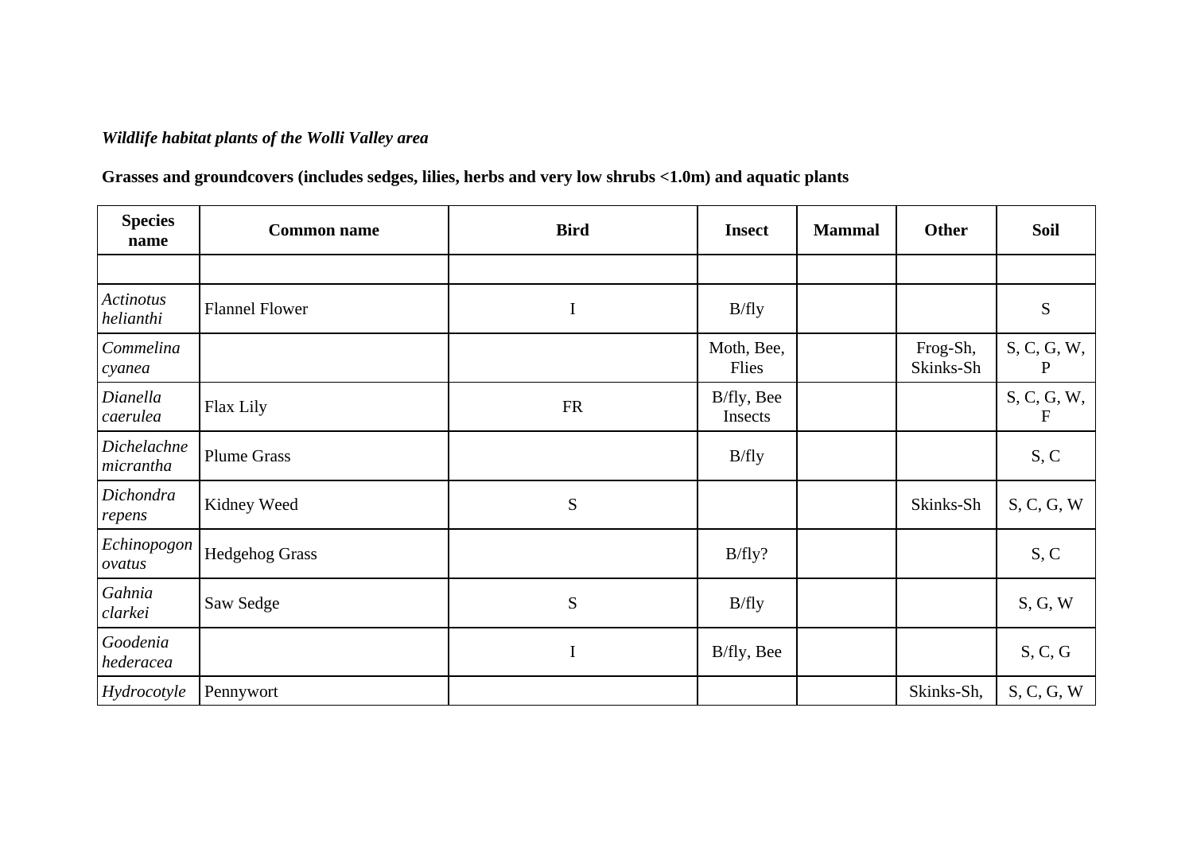***Wildlife habitat plants of the Wolli Valley area***

**Grasses and groundcovers (includes sedges, lilies, herbs and very low shrubs <1.0m) and aquatic plants**

| Species name | Common name | Bird | Insect | Mammal | Other | Soil |
|---|---|---|---|---|---|---|
| | | | | | | |
| *Actinotus helianthi* | Flannel Flower | I | B/fly | | | S |
| *Commelina cyanea* | | | Moth, Bee, Flies | | Frog-Sh, Skinks-Sh | S, C, G, W, P |
| *Dianella caerulea* | Flax Lily | FR | B/fly, Bee Insects | | | S, C, G, W, F |
| *Dichelachne micrantha* | Plume Grass | | B/fly | | | S, C |
| *Dichondra repens* | Kidney Weed | S | | | Skinks-Sh | S, C, G, W |
| *Echinopogon ovatus* | Hedgehog Grass | | B/fly? | | | S, C |
| *Gahnia clarkei* | Saw Sedge | S | B/fly | | | S, G, W |
| *Goodenia hederacea* | | I | B/fly, Bee | | | S, C, G |
| *Hydrocotyle* | Pennywort | | | | Skinks-Sh, | S, C, G, W |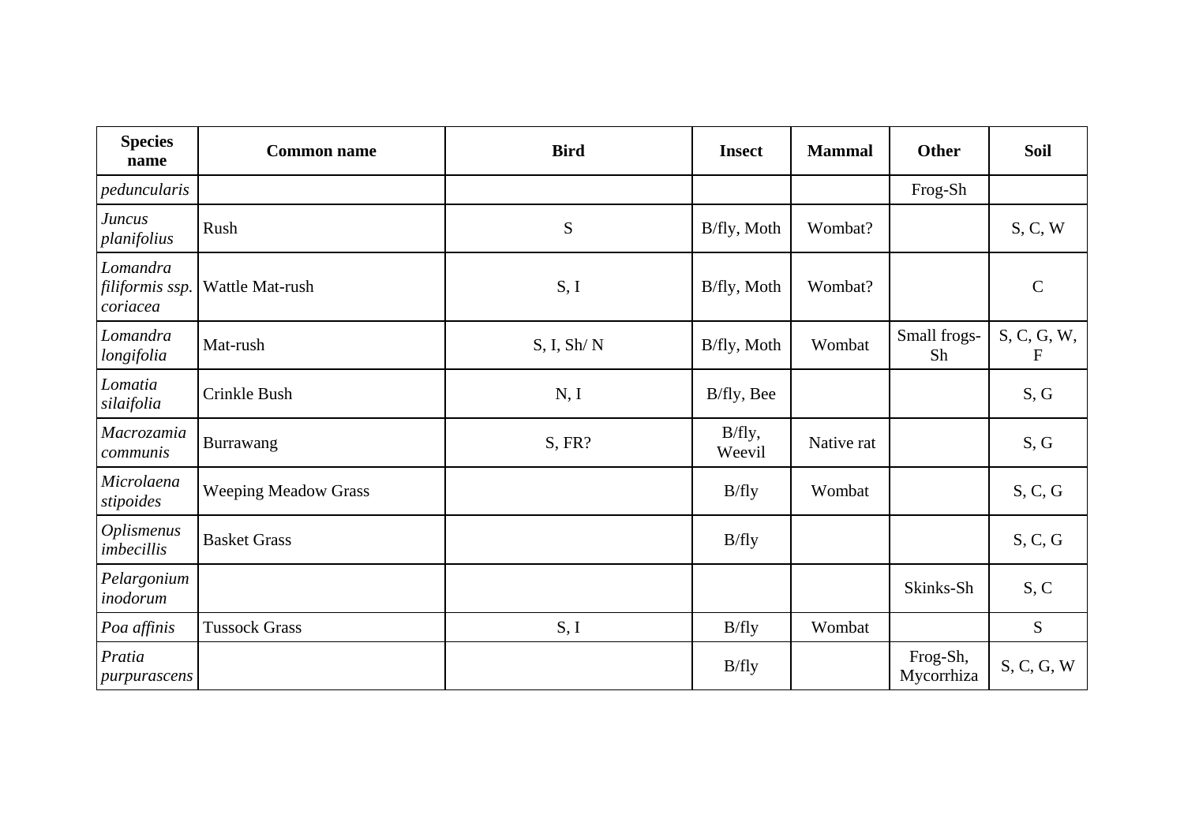| Species name | Common name | Bird | Insect | Mammal | Other | Soil |
|---|---|---|---|---|---|---|
| *peduncularis* | | | | | Frog-Sh | |
| *Juncus planifolius* | Rush | S | B/fly, Moth | Wombat? | | S, C, W |
| *Lomandra filiformis ssp. coriacea* | Wattle Mat-rush | S, I | B/fly, Moth | Wombat? | | C |
| *Lomandra longifolia* | Mat-rush | S, I, Sh/ N | B/fly, Moth | Wombat | Small frogs-Sh | S, C, G, W, F |
| *Lomatia silaifolia* | Crinkle Bush | N, I | B/fly, Bee | | | S, G |
| *Macrozamia communis* | Burrawang | S, FR? | B/fly, Weevil | Native rat | | S, G |
| *Microlaena stipoides* | Weeping Meadow Grass | | B/fly | Wombat | | S, C, G |
| *Oplismenus imbecillis* | Basket Grass | | B/fly | | | S, C, G |
| *Pelargonium inodorum* | | | | | Skinks-Sh | S, C |
| *Poa affinis* | Tussock Grass | S, I | B/fly | Wombat | | S |
| *Pratia purpurascens* | | | B/fly | | Frog-Sh, Mycorrhiza | S, C, G, W |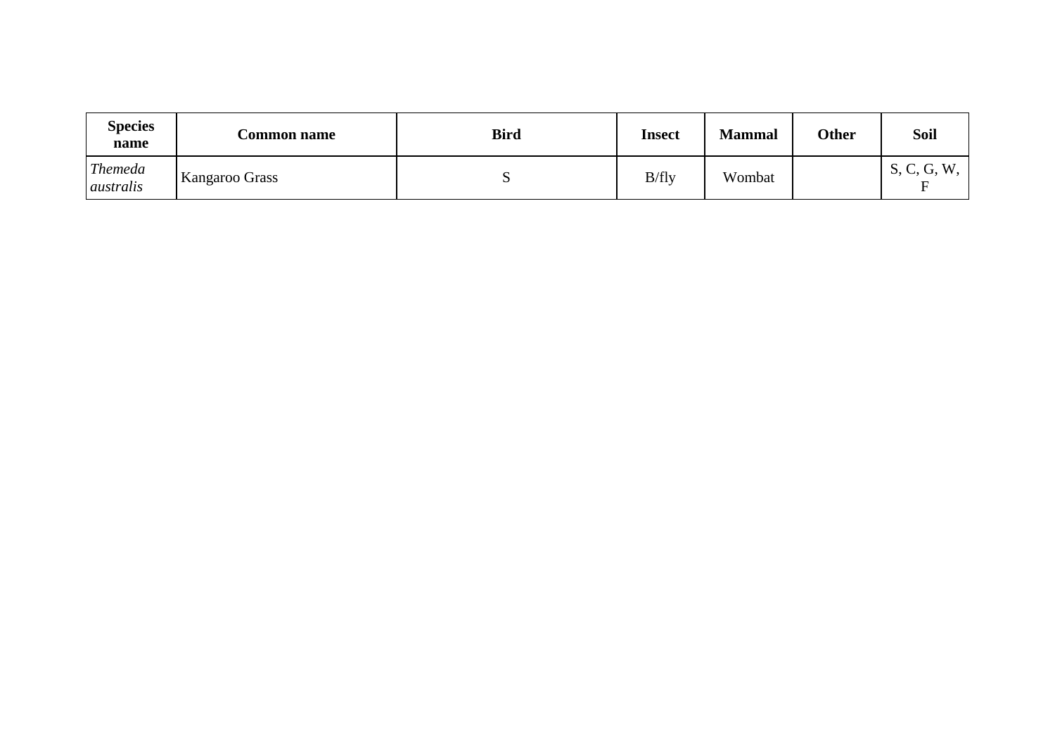| Species name | Common name | Bird | Insect | Mammal | Other | Soil |
|---|---|---|---|---|---|---|
| *Themeda australis* | Kangaroo Grass | S | B/fly | Wombat | | S, C, G, W, F |